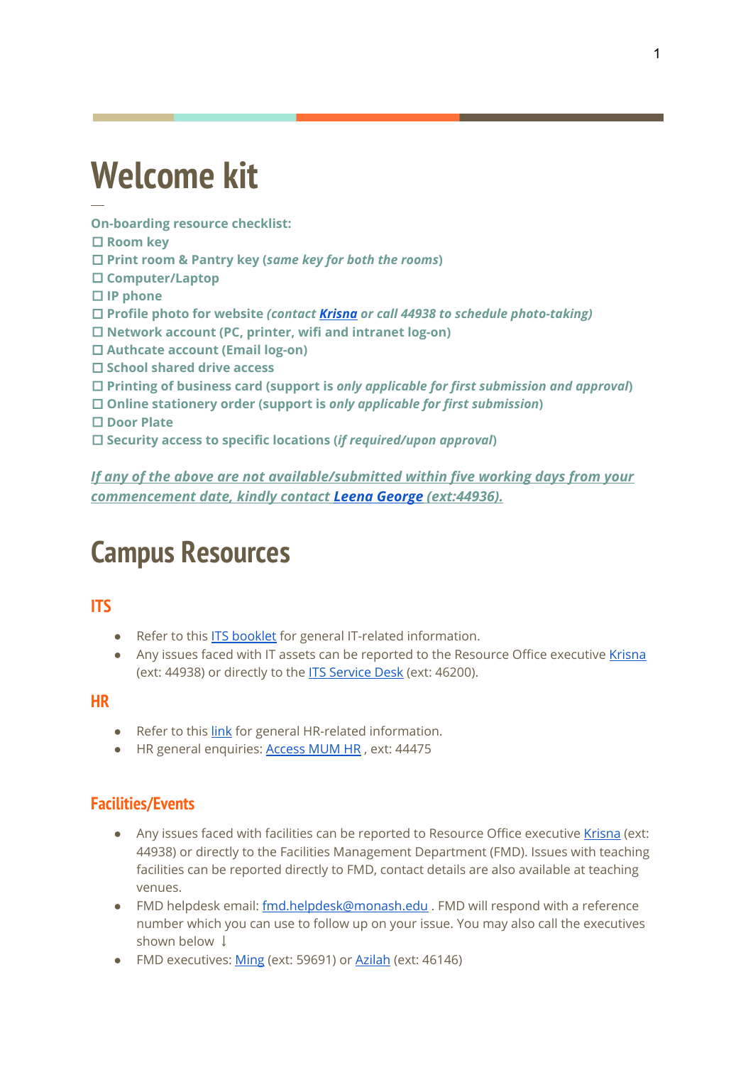# Welcome kit

**On-boarding resource checklist:**

☐ **Room key**
☐ **Print room & Pantry key (*same key for both the rooms*)**
☐ **Computer/Laptop**
☐ **IP phone**
☐ **Profile photo for website *(contact Krisna or call 44938 to schedule photo-taking)***
☐ **Network account (PC, printer, wifi and intranet log-on)**
☐ **Authcate account (Email log-on)**
☐ **School shared drive access**
☐ **Printing of business card (support is *only applicable for first submission and approval*)**
☐ **Online stationery order (support is *only applicable for first submission*)**
☐ **Door Plate**
☐ **Security access to specific locations (*if required/upon approval*)**

***If any of the above are not available/submitted within five working days from your commencement date, kindly contact Leena George (ext:44936).***

# Campus Resources

## ITS

- Refer to this ITS booklet for general IT-related information.
- Any issues faced with IT assets can be reported to the Resource Office executive Krisna (ext: 44938) or directly to the ITS Service Desk (ext: 46200).

## HR

- Refer to this link for general HR-related information.
- HR general enquiries: Access MUM HR , ext: 44475

## Facilities/Events

- Any issues faced with facilities can be reported to Resource Office executive Krisna (ext: 44938) or directly to the Facilities Management Department (FMD). Issues with teaching facilities can be reported directly to FMD, contact details are also available at teaching venues.
- FMD helpdesk email: fmd.helpdesk@monash.edu . FMD will respond with a reference number which you can use to follow up on your issue. You may also call the executives shown below ↓
- FMD executives: Ming (ext: 59691) or Azilah (ext: 46146)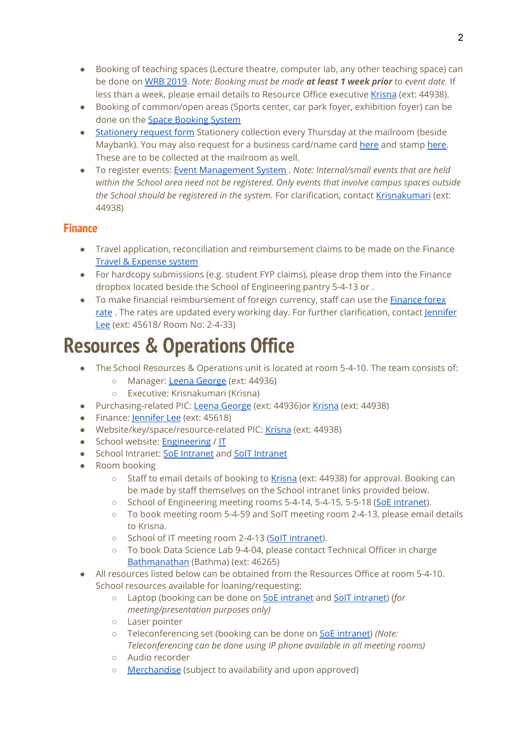- Booking of teaching spaces (Lecture theatre, computer lab, any other teaching space) can be done on WRB 2019. *Note: Booking must be made* ***at least 1 week prior*** *to event date.* If less than a week, please email details to Resource Office executive Krisna (ext: 44938).
- Booking of common/open areas (Sports center, car park foyer, exhibition foyer) can be done on the Space Booking System
- Stationery request form Stationery collection every Thursday at the mailroom (beside Maybank). You may also request for a business card/name card here and stamp here. These are to be collected at the mailroom as well.
- To register events: Event Management System . *Note: Internal/small events that are held within the School area need not be registered. Only events that involve campus spaces outside the School should be registered in the system.* For clarification, contact Krisnakumari (ext: 44938)

## Finance

- Travel application, reconciliation and reimbursement claims to be made on the Finance Travel & Expense system
- For hardcopy submissions (e.g. student FYP claims), please drop them into the Finance dropbox located beside the School of Engineering pantry 5-4-13 or .
- To make financial reimbursement of foreign currency, staff can use the Finance forex rate . The rates are updated every working day. For further clarification, contact Jennifer Lee (ext: 45618/ Room No: 2-4-33)

# Resources & Operations Office

- The School Resources & Operations unit is located at room 5-4-10. The team consists of:
  - Manager: Leena George (ext: 44936)
  - Executive: Krisnakumari (Krisna)
- Purchasing-related PIC: Leena George (ext: 44936)or Krisna (ext: 44938)
- Finance: Jennifer Lee (ext: 45618)
- Website/key/space/resource-related PIC: Krisna (ext: 44938)
- School website: Engineering / IT
- School Intranet: SoE Intranet and SoIT Intranet
- Room booking
  - Staff to email details of booking to Krisna (ext: 44938) for approval. Booking can be made by staff themselves on the School intranet links provided below.
  - School of Engineering meeting rooms 5-4-14, 5-4-15, 5-5-18 (SoE intranet).
  - To book meeting room 5-4-59 and SoIT meeting room 2-4-13, please email details to Krisna.
  - School of IT meeting room 2-4-13 (SoIT intranet).
  - To book Data Science Lab 9-4-04, please contact Technical Officer in charge Bathmanathan (Bathma) (ext: 46265)
- All resources listed below can be obtained from the Resources Office at room 5-4-10. School resources available for loaning/requesting:
  - Laptop (booking can be done on SoE intranet and SoIT intranet) (*for meeting/presentation purposes only)*
  - Laser pointer
  - Teleconferencing set (booking can be done on SoE intranet) *(Note: Teleconferencing can be done using IP phone available in all meeting rooms)*
  - Audio recorder
  - Merchandise (subject to availability and upon approved)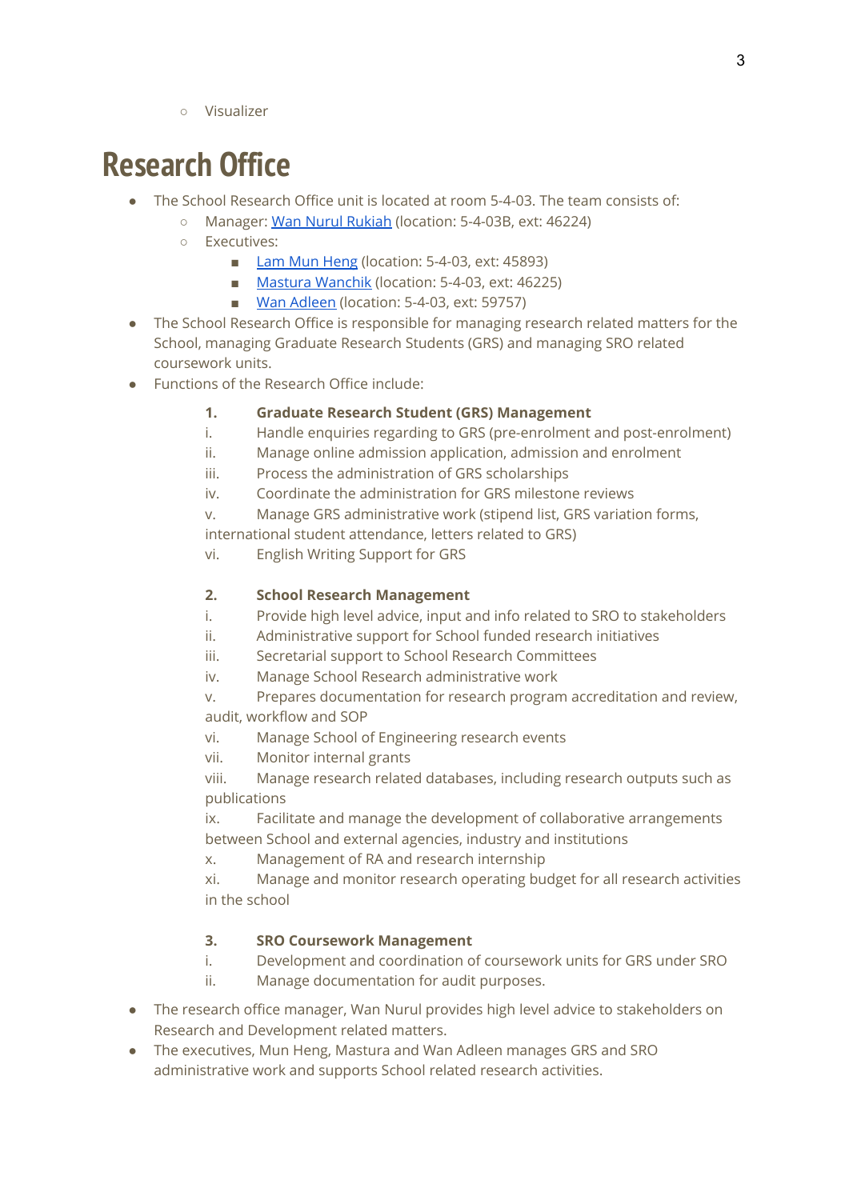- Visualizer

# Research Office

- The School Research Office unit is located at room 5-4-03. The team consists of:
    - Manager: Wan Nurul Rukiah (location: 5-4-03B, ext: 46224)
    - Executives:
        - Lam Mun Heng (location: 5-4-03, ext: 45893)
        - Mastura Wanchik (location: 5-4-03, ext: 46225)
        - Wan Adleen (location: 5-4-03, ext: 59757)
- The School Research Office is responsible for managing research related matters for the School, managing Graduate Research Students (GRS) and managing SRO related coursework units.
- Functions of the Research Office include:

**1. Graduate Research Student (GRS) Management**

i. Handle enquiries regarding to GRS (pre-enrolment and post-enrolment)
ii. Manage online admission application, admission and enrolment
iii. Process the administration of GRS scholarships
iv. Coordinate the administration for GRS milestone reviews
v. Manage GRS administrative work (stipend list, GRS variation forms, international student attendance, letters related to GRS)
vi. English Writing Support for GRS

**2. School Research Management**

i. Provide high level advice, input and info related to SRO to stakeholders
ii. Administrative support for School funded research initiatives
iii. Secretarial support to School Research Committees
iv. Manage School Research administrative work
v. Prepares documentation for research program accreditation and review, audit, workflow and SOP
vi. Manage School of Engineering research events
vii. Monitor internal grants
viii. Manage research related databases, including research outputs such as publications
ix. Facilitate and manage the development of collaborative arrangements between School and external agencies, industry and institutions
x. Management of RA and research internship
xi. Manage and monitor research operating budget for all research activities in the school

**3. SRO Coursework Management**

i. Development and coordination of coursework units for GRS under SRO
ii. Manage documentation for audit purposes.

- The research office manager, Wan Nurul provides high level advice to stakeholders on Research and Development related matters.
- The executives, Mun Heng, Mastura and Wan Adleen manages GRS and SRO administrative work and supports School related research activities.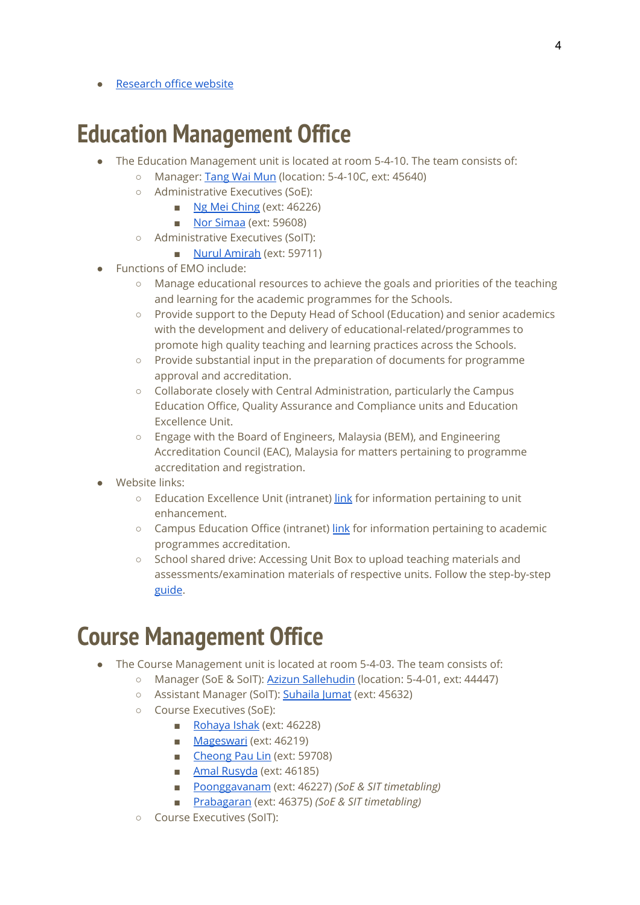- Research office website

# Education Management Office

- The Education Management unit is located at room 5-4-10. The team consists of:
  - Manager: Tang Wai Mun (location: 5-4-10C, ext: 45640)
  - Administrative Executives (SoE):
    - Ng Mei Ching (ext: 46226)
    - Nor Simaa (ext: 59608)
  - Administrative Executives (SoIT):
    - Nurul Amirah (ext: 59711)
- Functions of EMO include:
  - Manage educational resources to achieve the goals and priorities of the teaching and learning for the academic programmes for the Schools.
  - Provide support to the Deputy Head of School (Education) and senior academics with the development and delivery of educational-related/programmes to promote high quality teaching and learning practices across the Schools.
  - Provide substantial input in the preparation of documents for programme approval and accreditation.
  - Collaborate closely with Central Administration, particularly the Campus Education Office, Quality Assurance and Compliance units and Education Excellence Unit.
  - Engage with the Board of Engineers, Malaysia (BEM), and Engineering Accreditation Council (EAC), Malaysia for matters pertaining to programme accreditation and registration.
- Website links:
  - Education Excellence Unit (intranet) link for information pertaining to unit enhancement.
  - Campus Education Office (intranet) link for information pertaining to academic programmes accreditation.
  - School shared drive: Accessing Unit Box to upload teaching materials and assessments/examination materials of respective units. Follow the step-by-step guide.

# Course Management Office

- The Course Management unit is located at room 5-4-03. The team consists of:
  - Manager (SoE & SoIT): Azizun Sallehudin (location: 5-4-01, ext: 44447)
  - Assistant Manager (SoIT): Suhaila Jumat (ext: 45632)
  - Course Executives (SoE):
    - Rohaya Ishak (ext: 46228)
    - Mageswari (ext: 46219)
    - Cheong Pau Lin (ext: 59708)
    - Amal Rusyda (ext: 46185)
    - Poonggavanam (ext: 46227) *(SoE & SIT timetabling)*
    - Prabagaran (ext: 46375) *(SoE & SIT timetabling)*
  - Course Executives (SoIT):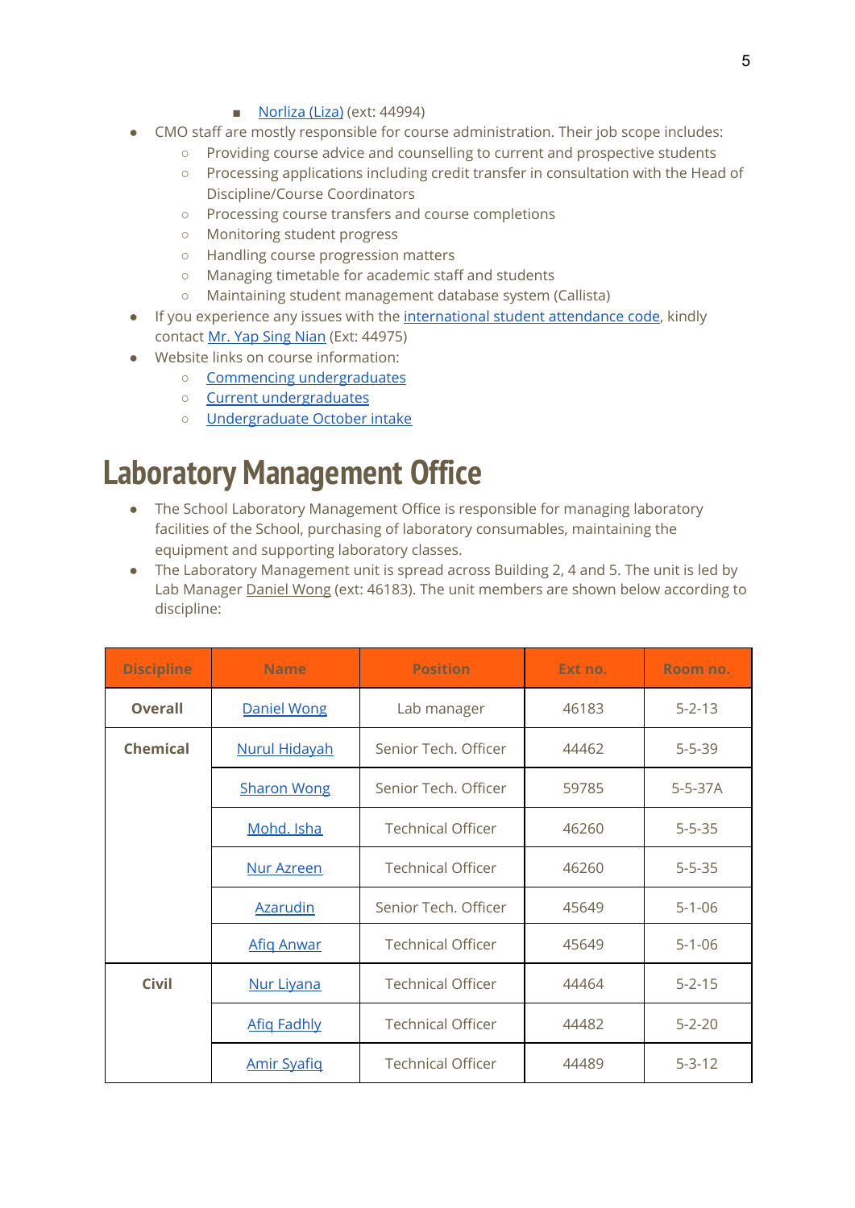- Norliza (Liza) (ext: 44994)

- CMO staff are mostly responsible for course administration. Their job scope includes:
    - Providing course advice and counselling to current and prospective students
    - Processing applications including credit transfer in consultation with the Head of Discipline/Course Coordinators
    - Processing course transfers and course completions
    - Monitoring student progress
    - Handling course progression matters
    - Managing timetable for academic staff and students
    - Maintaining student management database system (Callista)
- If you experience any issues with the international student attendance code, kindly contact Mr. Yap Sing Nian (Ext: 44975)
- Website links on course information:
    - Commencing undergraduates
    - Current undergraduates
    - Undergraduate October intake

# Laboratory Management Office

- The School Laboratory Management Office is responsible for managing laboratory facilities of the School, purchasing of laboratory consumables, maintaining the equipment and supporting laboratory classes.
- The Laboratory Management unit is spread across Building 2, 4 and 5. The unit is led by Lab Manager Daniel Wong (ext: 46183). The unit members are shown below according to discipline:

| Discipline | Name | Position | Ext no. | Room no. |
|---|---|---|---|---|
| **Overall** | Daniel Wong | Lab manager | 46183 | 5-2-13 |
| **Chemical** | Nurul Hidayah | Senior Tech. Officer | 44462 | 5-5-39 |
| | Sharon Wong | Senior Tech. Officer | 59785 | 5-5-37A |
| | Mohd. Isha | Technical Officer | 46260 | 5-5-35 |
| | Nur Azreen | Technical Officer | 46260 | 5-5-35 |
| | Azarudin | Senior Tech. Officer | 45649 | 5-1-06 |
| | Afiq Anwar | Technical Officer | 45649 | 5-1-06 |
| **Civil** | Nur Liyana | Technical Officer | 44464 | 5-2-15 |
| | Afiq Fadhly | Technical Officer | 44482 | 5-2-20 |
| | Amir Syafiq | Technical Officer | 44489 | 5-3-12 |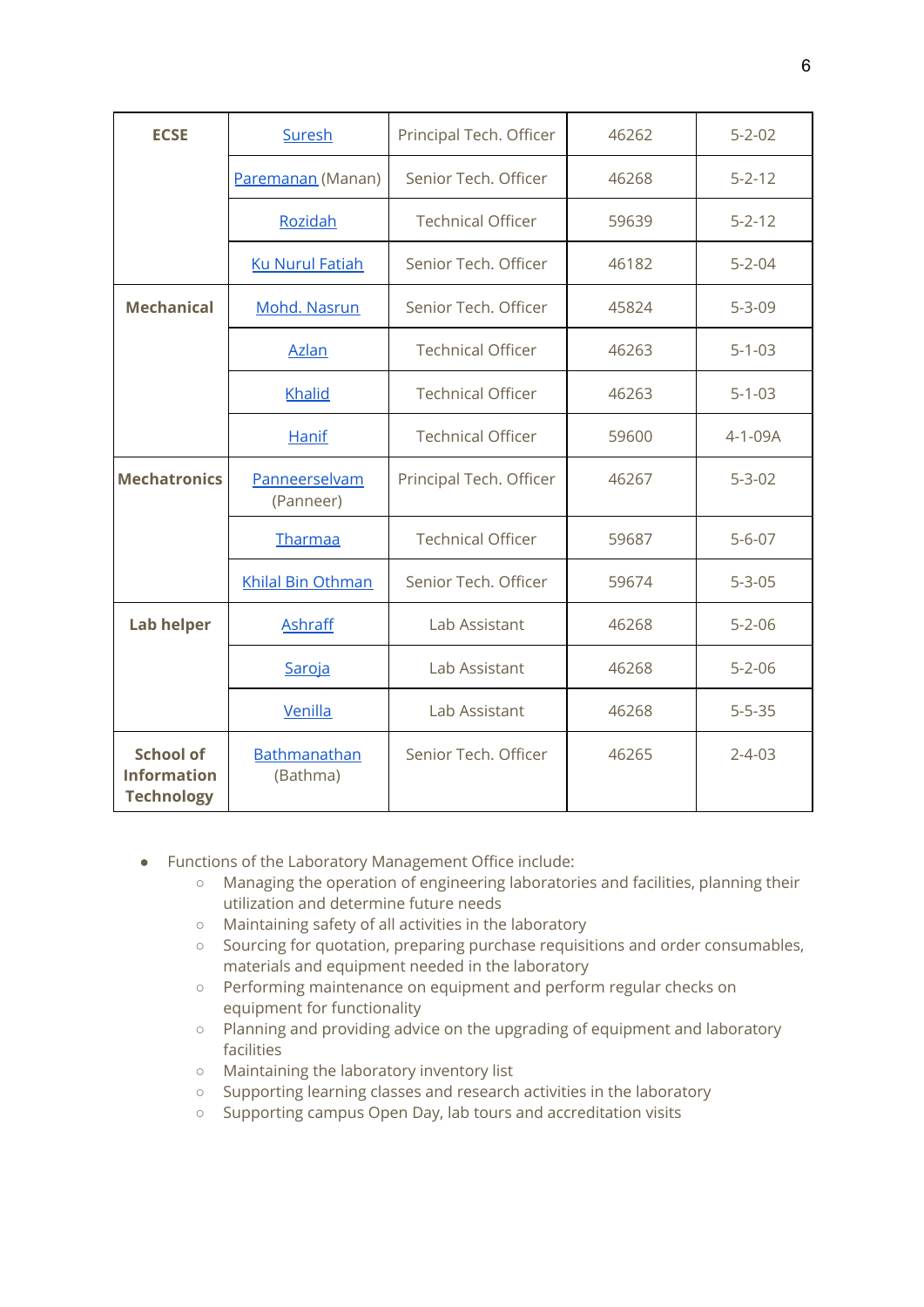| | | | | |
|---|---|---|---|---|
| **ECSE** | Suresh | Principal Tech. Officer | 46262 | 5-2-02 |
| | Paremanan (Manan) | Senior Tech. Officer | 46268 | 5-2-12 |
| | Rozidah | Technical Officer | 59639 | 5-2-12 |
| | Ku Nurul Fatiah | Senior Tech. Officer | 46182 | 5-2-04 |
| **Mechanical** | Mohd. Nasrun | Senior Tech. Officer | 45824 | 5-3-09 |
| | Azlan | Technical Officer | 46263 | 5-1-03 |
| | Khalid | Technical Officer | 46263 | 5-1-03 |
| | Hanif | Technical Officer | 59600 | 4-1-09A |
| **Mechatronics** | Panneerselvam (Panneer) | Principal Tech. Officer | 46267 | 5-3-02 |
| | Tharmaa | Technical Officer | 59687 | 5-6-07 |
| | Khilal Bin Othman | Senior Tech. Officer | 59674 | 5-3-05 |
| **Lab helper** | Ashraff | Lab Assistant | 46268 | 5-2-06 |
| | Saroja | Lab Assistant | 46268 | 5-2-06 |
| | Venilla | Lab Assistant | 46268 | 5-5-35 |
| **School of Information Technology** | Bathmanathan (Bathma) | Senior Tech. Officer | 46265 | 2-4-03 |

- Functions of the Laboratory Management Office include:
  - Managing the operation of engineering laboratories and facilities, planning their utilization and determine future needs
  - Maintaining safety of all activities in the laboratory
  - Sourcing for quotation, preparing purchase requisitions and order consumables, materials and equipment needed in the laboratory
  - Performing maintenance on equipment and perform regular checks on equipment for functionality
  - Planning and providing advice on the upgrading of equipment and laboratory facilities
  - Maintaining the laboratory inventory list
  - Supporting learning classes and research activities in the laboratory
  - Supporting campus Open Day, lab tours and accreditation visits